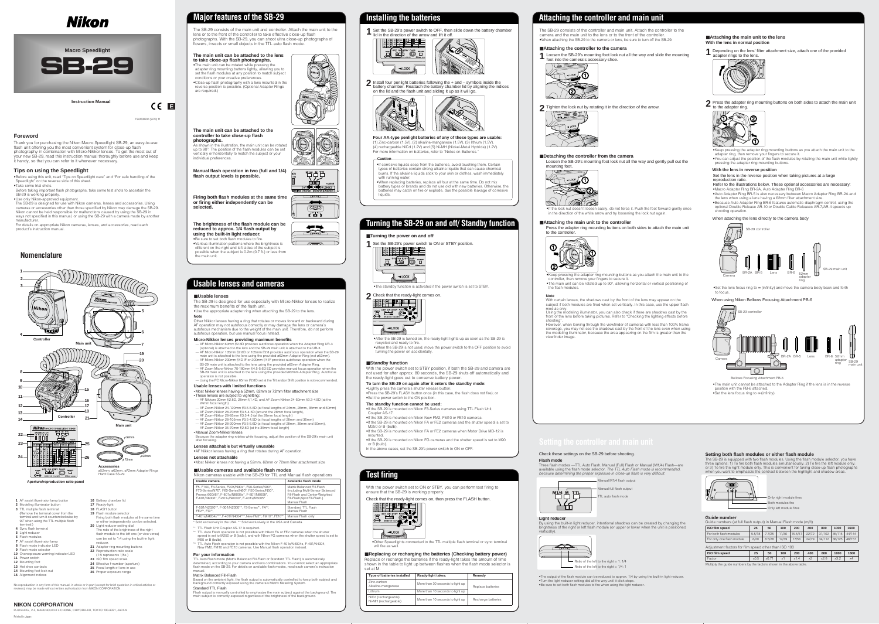# Nikon

Macro Speedlight

# SB-29

Instruction Manual

E

## Foreword

Thank you for purchasing the Nikon Macro Speedlight SB-29, an easy-to-use flash unit offering you the most convenient system for close-up flash photography in combination with Micro-Nikkor lenses. To get the most out of your new SB-29, read this instruction manual thoroughly before use and keep it handy, so that you can refer to it whenever necessary.

## Tips on using the Speedlight

- Before using this unit, read "Tips on Speedlight care" and "For safe handling of the Speedlight" on the reverse side of this sheet.
- Take some trial shots.
  Before taking important flash photographs, take some test shots to ascertain the SB-29 is working properly.
- Use only Nikon-approved equipment.
  The SB-29 is designed for use with Nikon cameras, lenses and accessories. Using cameras or accessories other than those specified by Nikon may damage the SB-29. Nikon cannot be held responsible for malfunctions caused by using the SB-29 in ways not specified in this manual, or using the SB-29 with a camera made by another manufacturer.
  For details on appropriate Nikon cameras, lenses, and accessories, read each product's instruction manual.

## Nomenclature

Controller / Main unit

Aperture/reproduction ratio panel

Accessories: ø52mm, ø62mm, ø72mm Adapter Rings, Hard Case SS-29

1. AF assist illuminator lamp button
2. Modeling illuminator button
3. TTL multiple flash terminal (Remove the terminal cover from the terminal and turn it counterclockwise by 90° when using the TTL multiple flash terminal.)
4. Sync flash terminal
5. Light reducer
6. Flash modules
7. AF assist illuminator lamp
8. Flash mode indicator LED
9. Flash mode selector
10. Overexposure warning indicator LED
11. Power switch
12. Mounting foot
13. Hot shoe contacts
14. Mounting foot lock nut
15. Alignment indices
16. Battery chamber lid
17. Ready-light
18. FLASH button
19. Flash module selector: Firing both flash modules at the same time or either independently can be selected.
20. Light reducer setting dial: The ratio of the brightness of the right flash module to the left one (or vice versa) can be set to 1:4 using the built-in light reducer.
21. Adapter ring mounting buttons
22. Reproduction ratio scale (1:5 represents 1/5x.)
23. ISO film speed scale
24. Effective f-number (aperture)
25. Focal length of lens in use
26. Proper exposure range

No reproduction in any form of this manual, in whole or in part (except for brief quotation in critical articles or reviews), may be made without written authorization from NIKON CORPORATION.

**NIKON CORPORATION**
FUJI BLDG., 2-3, MARUNOUCHI 3-CHOME, CHIYODA-KU, TOKYO 100-8331, JAPAN

Printed in Japan

## Major features of the SB-29

The SB-29 consists of the main unit and controller. Attach the main unit to the lens or to the front of the controller to take effective close-up flash photographs. With the SB-29, you can shoot ultra close-up photographs of flowers, insects or small objects in the TTL auto flash mode.

**The main unit can be attached to the lens to take close-up flash photographs.**
- The main unit can be rotated while pressing the adapter ring mounting buttons lightly, allowing you to set the flash modules at any position to match subject conditions or your creative preferences.
- Close-up flash photography with a lens mounted in the reverse position is possible. (Optional Adapter Rings are required.)

**The main unit can be attached to the controller to take close-up flash photographs.**
As shown in the illustration, the main unit can be rotated up to 90°. The position of the flash modules can be set vertically or horizontally to match the subject or your individual preferences.

**Manual flash operation in two (full and 1/4) flash output levels is possible.**

**Firing both flash modules at the same time or firing either independently can be selected.**

**The brightness of the flash module can be reduced to approx. 1/4 flash output by using the built-in light reducer.**
- Be sure to set both flash modules to fire.
- Various illumination patterns where the brightness is different on the right and left sides of the subject is possible when the subject is 0.2m (0.7 ft.) or less from the main unit.

## Usable lenses and cameras

### Usable lenses

The SB-29 is designed for use especially with Micro-Nikkor lenses to realize the maximum benefits of the flash unit.
- Use the appropriate adapter ring when attaching the SB-29 to the lens.

**Note**
Other Nikkor lenses having a ring that rotates or moves forward or backward during AF operation may not autofocus correctly or may damage the lens or camera's autofocus mechanism due to the weight of the main unit. Therefore, do not perform autofocus operation, but use manual focus instead.

**Micro-Nikkor lenses providing maximum benefits**
- AF Micro-Nikkor 60mm f/2.8D provides autofocus operation when the Adapter Ring UR-3 (optional) is attached to the lens and the SB-29 main unit is attached to the UR-3.
- AF Micro-Nikkor 105mm f/2.8D or 105mm f/2.8 provides autofocus operation when the SB-29 main unit is attached to the lens using the provided ø62mm Adapter Ring (not ø52mm).
- AF Micro-Nikkor 200mm f/4D IF or 200mm f/4 IF provides autofocus operation when the SB-29 main unit is attached to the lens using the provided ø62mm Adapter Ring.
- AF Zoom Micro-Nikkor 70-180mm f/4.5-5.6D ED provides manual focus operation when the SB-29 main unit is attached to the lens using the provided ø62mm Adapter Ring. Autofocus operation is not possible.
- Using the PC Micro-Nikkor 85mm f/2.8D as set at the Tilt and/or Shift position is not recommended.

**Usable lenses with limited functions**
- Most Nikkor lenses having a 52mm, 62mm or 72mm filter attachment size
- These lenses are subject to vignetting:
  - AF Nikkors 20mm f/2.8D, 28mm f/1.4D, and AF Zoom-Nikkor 24-50mm f/3.3-4.5D (at the 24mm focal length)
  - AF Zoom-Nikkor 24-120mm f/3.5-5.6D (at focal lengths of 24mm, 28mm, 35mm and 50mm)
  - AF Zoom-Nikkor 28-70mm f/3.5-4.5D (around the 28mm focal length),
    AF Zoom-Nikkor 28-85mm f/3.5-4.5 (at the 28mm focal length)
  - AF Zoom-Nikkor 28-105mm f/3.5-4.5D (at focal lengths of 28mm and 35mm)
  - AF Zoom-Nikkor 28-200mm f/3.5-5.6D (at focal lengths of 28mm, 35mm and 50mm),
    AF Zoom-Nikkor 35-70mm f/2.8D (at the 35mm focal length)
- Manual Zoom-Nikkor lenses
  Because the adapter ring rotates while focusing, adjust the position of the SB-29's main unit after focusing.

**Lenses attachable but virtually unusable**
- AF Nikkor lenses having a ring that rotates during AF operation.

**Lenses not attachable**
- Most Nikkor lenses not having a 52mm, 62mm or 72mm filter attachment size

### Usable cameras and available flash modes

Nikon cameras usable with the SB-29 for TTL and Manual flash operations

| Usable camera | Available flash mode |
|---|---|
| F5, F100, F4-Series, F90X/N90s*, F90-Series/N90*, F70-Series/N70*, F60-Series/N60*, F50-Series/N50*, Pronea 600i/6i*, F-801s/N8008s*, F-801/N8008*, F-601/N6006*, F-601M/N6000*, F-401x/N5005* | Matrix Balanced Fill-Flash (including Multi-Sensor Balanced Fill-Flash and Center-Weighted Fill-Flash/Spot Fill-Flash), Manual Flash |
| F-501/N2020**, F-301/N2000**, F3-Series*¹, FA*², FE2*², FG*² | Standard TTL Flash, Manual Flash |
| F-401s/N4004s*³, F-401/N4004*³, New FM2*², FM10*², FE10*² | Manual Flash only |

\* Sold exclusively in the USA. ** Sold exclusively in the USA and Canada.

*¹ TTL Flash Unit Coupler AS-17 is required.
*² TTL Auto Flash operation is not possible with Nikon FA or FE2 cameras when the shutter speed is set to M250 or B (bulb), and with Nikon FG cameras when the shutter speed is set to M90 or B (bulb).
*³ TTL Auto Flash operation is not possible with the Nikon F-401s/N4004s, F-401/N4004, New FM2, FM10 and FE10 cameras. Use Manual flash operation instead.

**For your information**
TTL Auto Flash mode (Matrix Balanced Fill-Flash or Standard TTL Flash) is automatically determined, according to your camera and lens combinations. You cannot select an appropriate flash mode on the SB-29. For details on available flash modes, read each camera's instruction manual.

Matrix Balanced Fill-Flash
Based on the ambient light, the flash output is automatically controlled to keep both subject and background correctly exposed using the camera's Matrix Metering System.

Standard TTL Flash
Flash output is manually controlled to emphasize the main subject against the background. The main subject is correctly exposed regardless of the brightness of the background.

## Installing the batteries

1. Set the SB-29's power switch to OFF, then slide down the battery chamber lid in the direction of the arrow and lift it off.
2. Install four penlight batteries following the + and – symbols inside the battery chamber. Reattach the battery chamber lid by aligning the indices on the lid and the flash unit and sliding it up as it will go.

**Four AA-type penlight batteries of any of these types are usable:**
(1) Zinc-carbon (1.5V), (2) alkaline-manganese (1.5V), (3) lithium (1.5V), (4) rechargeable NiCd (1.2V) and (5) Ni-MH (Nickel-Metal Hydride) (1.2V). For more information on batteries, refer to "Notes on Batteries."

**Caution**
- If corrosive liquids seep from the batteries, avoid touching them. Certain types of batteries contain strong alkaline liquids that can cause chemical burns. If the alkaline liquids stick to your skin or clothes, wash immediately with running water.
- When replacing batteries, replace all four at the same time. Do not mix battery types or brands and do not use old with new batteries. Otherwise, the batteries may catch on fire or explode, due the possible leakage of corrosive liquids.

## Turning the SB-29 on and off/ Standby function

### Turning the power on and off

1. Set the SB-29's power switch to ON or STBY position.
   - The standby function is activated if the power switch is set to STBY.
2. Check that the ready-light comes on.
   - After the SB-29 is turned on, the ready-light lights up as soon as the SB-29 is recycled and ready to fire.
   - When the SB-29 is not used, move the power switch to the OFF position to avoid turning the power on accidentally.

### Standby function

With the power switch set to STBY position, if both the SB-29 and camera are not used for after approx. 80 seconds, the SB-29 shuts off automatically and the ready-light goes out to conserve battery power.

**To turn the SB-29 on again after it enters the standby mode:**
- Lightly press the camera's shutter release button;
- Press the SB-29's FLASH button once (in this case, the flash does not fire); or
- Set the power switch to the ON position.

**The standby function cannot be used:**
- If the SB-29 is mounted on Nikon F3-Series cameras using TTL Flash Unit Coupler AS-17.
- If the SB-29 is mounted on Nikon New FM2, FM10 or FE10 cameras.
- If the SB-29 is mounted on Nikon FA or FE2 cameras and the shutter speed is set to M250 or B (bulb).
- If the SB-29 is mounted on Nikon FA or FE2 cameras when Motor Drive MD-12 is mounted.
- If the SB-29 is mounted on Nikon FG cameras and the shutter speed is set to M90 or B (bulb).

In the above cases, set the SB-29's power switch to ON or OFF.

## Test firing

With the power switch set to ON or STBY, you can perform test firing to ensure that the SB-29 is working properly.

Check that the ready-light comes on, then press the FLASH button.

- Other Speedlights connected to the TTL multiple flash terminal or sync terminal will fire as well.

### Replacing or recharging the batteries (Checking battery power)

Replace or recharge the batteries if the ready-light takes the amount of time shown in the table to light up between flashes when the flash mode selector is set at M.

| Type of batteries installed | Ready-light takes: | Remedy |
|---|---|---|
| Zinc-carbon<br>Alkaline-manganese | More than 30 seconds to light up | Replace batteries |
| Lithium | More than 10 seconds to light up | |
| NiCd (rechargeable)<br>Ni-MH (rechargeable) | More than 10 seconds to light up | Recharge batteries |

## Attaching the controller and main unit

The SB-29 consists of the controller and main unit. Attach the controller to the camera and the main unit to the lens or to the front of the controller.
- When attaching the SB-29 to the camera or lens, be sure to turn off the SB-29.

### Attaching the controller to the camera

1. Loosen the SB-29's mounting foot lock nut all the way and slide the mounting foot into the camera's accessory shoe.
2. Tighten the lock nut by rotating it in the direction of the arrow.

### Detaching the controller from the camera

Loosen the SB-29's mounting foot lock nut all the way and gently pull out the mounting foot.
- If the lock nut doesn't loosen easily, do not force it. Push the foot forward gently once in the direction of the white arrow and try loosening the lock nut again.

### Attaching the main unit to the controller

Press the adapter ring mounting buttons on both sides to attach the main unit to the controller.
- Keep pressing the adapter ring mounting buttons as you attach the main unit to the controller, then remove your fingers to secure it.
- The main unit can be rotated up to 90°, allowing horizontal or vertical positioning of the flash modules.

**Note**
With certain lenses, the shadows cast by the front of the lens may appear on the subject if both modules are fired when set vertically. In this case, use the upper flash module only.
Using the modeling illuminator, you can also check if there are shadows cast by the front of the lens before taking pictures. Refer to "Checking the lighting effects before shooting".
However, when looking through the viewfinder of cameras with less than 100% frame coverage, you may not see the shadows cast by the front of the lens even when using the modeling illuminator, because the area appearing on the film is greater than the viewfinder image.

### Attaching the main unit to the lens

**With the lens in normal position**

1. Depending on the lens' filter attachment size, attach one of the provided adapter rings to the lens.
2. Press the adapter ring mounting buttons on both sides to attach the main unit to the adapter ring.
   - Keep pressing the adapter ring mounting buttons as you attach the main unit to the adapter ring, then remove your fingers to secure it.
   - You can adjust the position of the flash modules by rotating the main unit while lightly pressing the adapter ring mounting buttons.

**With the lens in reverse position**

Set the lens in the reverse position when taking pictures at a large reproduction ratio.
Refer to the illustrations below. These optional accessories are necessary:
- Macro Adapter Ring BR-2A, Auto Adapter Ring BR-6
- Auto Adapter Ring BR-5 is also necessary between Macro Adapter Ring BR-2A and the lens when using a lens having a 62mm filter attachment size.
- Because Auto Adapter Ring BR-6 features automatic diaphragm control, using the optional Double Release AR-10 or Double Cable Releases AR-7/AR-4 speeds up shooting operation.

When attaching the lens directly to the camera body

SB-29 controller / Camera / BR-2A / BR-5 / Lens / BR-6 / 52mm adapter ring / SB-29 main unit

- Set the lens focus ring to ∞ (infinity) and move the camera body back and forth to focus.

When using Nikon Bellows Focusing Attachment PB-6

SB-29 controller / Camera / BR-2A / BR-5 / Lens / BR-6 / 52mm adapter ring / SB-29 main unit / Bellows Focusing Attachment PB-6

- The main unit cannot be attached to the Adapter Ring if the lens is in the reverse position with the PB-6 attached.
- Set the lens focus ring to ∞ (infinity).

## Setting the controller and main unit

Check these settings on the SB-29 before shooting.

### Flash mode

Three flash modes —TTL Auto Flash, Manual (Full) Flash or Manual (M1/4) Flash— are available using the flash mode selector. *The TTL Auto Flash mode is recommended, because determining the proper exposure in close-up flash is very difficult.*

Manual M1/4 flash output / Manual full flash output / TTL auto flash mode

### Light reducer

By using the built-in light reducer, intentional shadows can be created by changing the brightness of the right or left flash module (or upper or lower when the unit is positioned vertically).

Ratio of the left to the right is 1: 1/4
Ratio of the left to the right is 1/4: 1

- The output of the flash module can be reduced to approx. 1/4 by using the built-in light reducer.
- Turn the light reducer setting dial all the way until it click stops.
- Be sure to set both flash modules to fire when using the light reducer.

### Setting both flash modules or either flash module

The SB-29 is equipped with two flash modules. Using the flash module selector, you have three options: 1) To fire both flash modules simultaneously; 2) To fire the left module only; or 3) To fire the right module only. This is convenient for taking close-up flash photographs when you want to emphasize the contrast between the highlight and shadow areas.

Only right module fires / Both modules fire / Only left module fires

### Guide number

Guide numbers (at full flash output) in Manual Flash mode (m/ft)

| ISO film speed | 25 | 50 | 100 | 200 | 400 | 800 | 1000 | 1600 |
|---|---|---|---|---|---|---|---|---|
| For both flash modules | 5.5/18 | 7.7/25 | 11/36 | 15.5/51 | 22/72 | 31/102 | 35/115 | 44/144 |
| For only one flash module | 6/20 | 8.5/28 | 12/39 | 17/56 | 24/79 | 34/112 | 38/125 | 48/157 |

Adjustment factors for film speed other than ISO 100

| ISO film speed | 25 | 50 | 100 | 200 | 400 | 800 | 1000 | 1600 |
|---|---|---|---|---|---|---|---|---|
| Factor | x0.5 | x0.71 | x1 | x1.4 | x2 | x2.8 | x3.2 | x4 |

Multiply the guide numbers by the factors shown in the above table.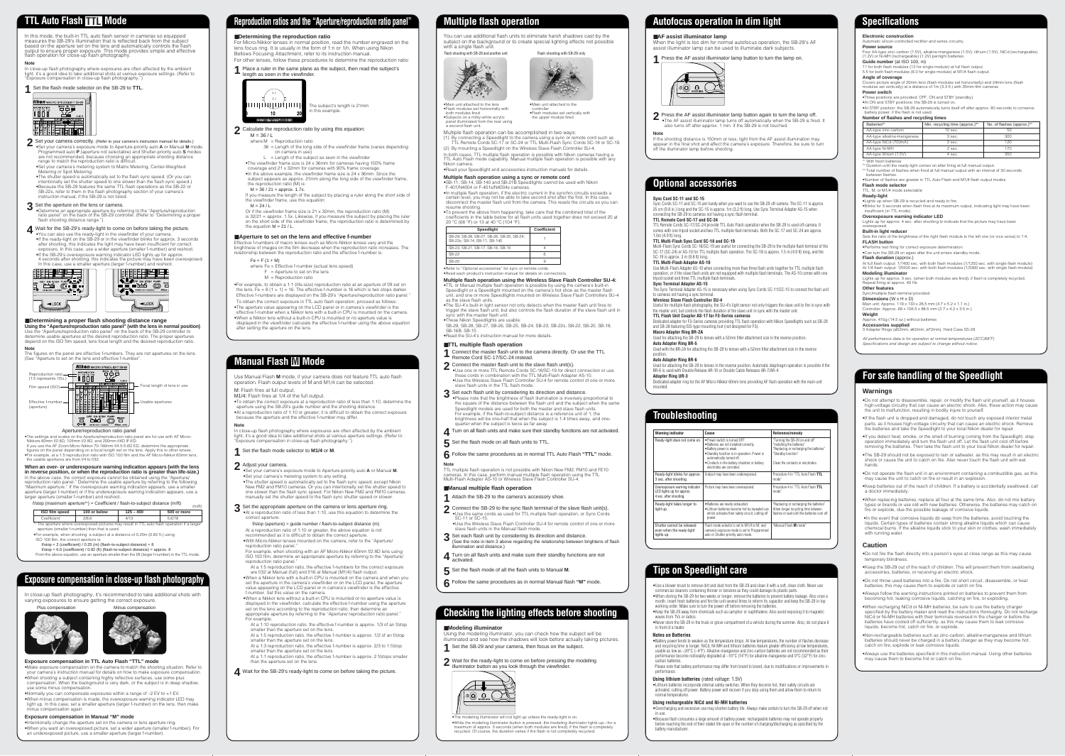# TTL Auto Flash TTL Mode

In this mode, the built-in TTL auto flash sensor in cameras so equipped measures the SB-29's illumination that is reflected back from the subject based on the aperture set on the lens and automatically controls the flash output to ensure proper exposure. This mode provides simple and effective flash operation for close-up flash photography.

**Note**

In close-up flash photography where exposures are often affected by the ambient light, it's a good idea to take additional shots at various exposure settings. (Refer to "Exposure compensation in close-up flash photography.")

**1** Set the flash mode selector on the SB-29 to **TTL**.

**2** Set your camera correctly. (Refer to your camera's instruction manual for details.)

- Set your camera's exposure mode to Aperture-priority auto **A** or Manual **M** mode. Programmed auto **P** (aperture not selectable) and Shutter-priority auto **S** modes are not recommended, because choosing an appropriate shooting distance range to match the reproduction ratio is difficult.
- Set your camera's metering system to Matrix Metering, Center-Weighted Metering or Spot Metering.
- The shutter speed is automatically set to the flash sync speed. (Or you can intentionally set the shutter speed to one slower than the flash sync speed.)
- Because the SB-29 features the same TTL flash operations as the SB-22 or SB-22s, refer to them in the flash photography section of your camera's instruction manual, if the SB-29 is not listed.

**3** Set the aperture on the lens or camera.

- Determine an appropriate aperture by referring to the "Aperture/reproduction ratio panel" on the back of the SB-29 controller. (Refer to "Determining a proper flash shooting distance range.")

**4** Wait for the SB-29's ready-light to come on before taking the picture.

- You can also use the ready-light in the viewfinder of your camera.
- If the ready-light on the SB-29 or in the viewfinder blinks for approx. 3 seconds after shooting, this indicates the light may have been insufficient for correct exposure. In this case, use a wider aperture (smaller f-number) and reshoot.
- If the SB-29 overexposure warning indicator LED lights up for approx. 4 seconds after shooting, this indicates the picture may have been overexposed. In this case, use a smaller aperture (larger f-number) and reshoot.

### ■Determining a proper flash shooting distance range

**Using the "Aperture/reproduction ratio panel" (with the lens in normal position)**

Use the "Aperture/reproduction ratio panel" on the back of the SB-29 controller to determine usable apertures at the desired reproduction ratio. The proper apertures depend on the ISO film speed, lens focal length and the desired reproduction ratio.

**Note**

The figures on the panel are effective f-numbers. They are not apertures on the lens. (See "Aperture to set on the lens and effective f-number".)

Reproduction ratio (1:5 represents 1/5×)

Film speed (ISO)

Effective f-number (aperture)

Focal length of lens in use

Usable apertures

Aperture/reproduction ratio panel

- The settings and scales on the Aperture/reproduction ratio panel are for use with AF Micro-Nikkors 60mm f/2.8D, 105mm f/2.8D, and 200mm f/4D IF-ED. If you use the AF Zoom-Micro-Nikkor 70-180mm f/4.5-5.6D ED, determine the appropriate figures on the panel depending on a focal-length set on the lens. Apply this to other lenses.
- For example, at a 1:5 reproduction ratio with ISO 100 film and the AF Micro-Nikkor 60mm lens, the usable apertures are from f/4 to f/32.

**When an over- or underexposure warning indication appears (with the lens in reverse position, or when the reproduction ratio is greater than life-size.)**

In the above case, the correct exposure cannot be obtained using the "Aperture/reproduction ratio panel." Determine the usable aperture by using the following "Maximum aperture." If the overexposure warning indication appears, use a smaller aperture (larger f-number) and if the underexposure warning indication appears, use a larger aperture (smaller f-number) and reshoot.

**f/stop (maximum aperture\*) = Coefficient / flash-to-subject distance (m/ft)**

| ISO film speed | 100 or below | 125 – 400 | 500 or more |
|---|---|---|---|
| Coefficient | 2/6.6 | 4/13 | 8/26 |

\* The aperture where overexposed pictures may result in TTL auto flash operation if a larger aperture (smaller f-number) than that is used.

- For example, when shooting a subject at a distance of 0.25m (0.82 ft.) using ISO 100 film, the correct aperture is:

f/stop = 2 (coefficient) / 0.25 (m) (flash-to-subject distance) = 8

f/stop = 6.6 (coefficient) / 0.82 (ft) (flash-to-subject distance) = approx. 8

From the above equation, use an aperture smaller than the f/8 (larger f-number) in the TTL mode.

# Exposure compensation in close-up flash photography

In close-up flash photography, it's recommended to take additional shots with varying exposures to ensure getting the correct exposure.

Plus compensation

Minus compensation

**Exposure compensation in TTL Auto Flash "TTL" mode**

- Make exposure compensation on the camera to match the shooting situation. Refer to your camera's instruction manual for details on how to make exposure compensation.
- When shooting a subject containing highly reflective surfaces, use some plus compensation. When the background is very dark, or the subject is in deep shadow, use some minus compensation.
- Normally you can compensate exposures within a range of –2 EV to +1 EV.
- When minus compensation is made, the overexposure warning indicator LED may light up. In this case, set a smaller aperture (larger f-number) on the lens, then make minus compensation again.

**Exposure compensation in Manual "M" mode**

- Intentionally change the aperture set on the camera or lens aperture ring.
- When you want an overexposed picture, set a wider aperture (smaller f-number). For an underexposed picture, use a smaller aperture (larger f-number).

# Reproduction ratios and the "Aperture/reproduction ratio panel"

### ■Determining the reproduction ratio

For Micro-Nikkor lenses in normal position, read the number engraved on the lens focus ring. It is usually in the form of 1:n or 1n. When using Nikon Bellows Focusing Attachment, refer to its instruction manual.

For other lenses, follow these procedures to determine the reproduction ratio:

**1** Place a ruler in the same plane as the subject, then read the subject's length as seen in the viewfinder.

The subject's length is 21mm in this example.

**2** Calculate the reproduction ratio by using this equation:

$M = 36 / L$

where M = Reproduction ratio

36 = Length of the long side of the viewfinder frame (varies depending on camera in use)

L = Length of the subject as seen in the viewfinder

- The viewfinder frame size is 24 x 36mm for cameras having 100% frame coverage and 21 x 32mm for cameras with 90% frame coverage.
- In the above example, the viewfinder frame size is 24 x 36mm. Since the subject appears as approx. 21mm along the long side of the viewfinder frame, the reproduction ratio (M) is:

$M = 36 / 21 =$ approx. $1.7$x.

If you measure the length of the subject by placing a ruler along the short side of the viewfinder frame, use this equation:

$M = 24 / L$

Or if the viewfinder frame size is 21 x 32mm, the reproduction ratio (M) is 32/21 = approx. 1.5x. Likewise, if you measure the subject by placing the ruler on the short side of the viewfinder, the reproduction ratio is determined by the equation $M = 21 / L$.

### ■Aperture to set on the lens and effective f-number

Effective f-numbers of macro lenses such as Micro-Nikkor lenses vary and the brightness of images on the film decreases when the reproduction ratio increases. The relationship between the reproduction ratio and the effective f-number is:

$Fe = F (1 + M)$

where Fe = Effective f-number (actual lens speed)

F = Aperture to set on the lens

M = Reproduction ratio

- For example, to obtain a 1:1 (life-size) reproduction ratio at an aperture of f/8 set on the lens, $Fe = 8 (1 + 1) = 16$. The effective f-number is 16 which is two stops darker. Effective f-numbers are displayed on the SB-29's "Aperture/reproduction ratio panel."

To obtain the correct exposure in TTL auto flash operation, proceed as follows:

- The aperture value appearing on the LCD panel or in camera's viewfinder is the effective f-number when a Nikkor lens with a built-in CPU is mounted on the camera.
- When a Nikkor lens without a built-in CPU is mounted or no aperture value is displayed in the viewfinder calculate the effective f-number using the equation above after setting the aperture on the lens.

# Manual Flash M Mode

Use Manual Flash **M** mode, if your camera does not feature TTL auto flash operation. Flash output levels of M and M1/4 can be selected.

M: Flash fires at full output.

M1/4: Flash fires at 1/4 of the full output.

- To obtain the correct exposure at a reproduction ratio of less than 1:10, determine the aperture using the SB-29's guide number and the shooting distance.
- At a reproduction ratio of 1:10 or greater, it is difficult to obtain the correct exposure because the aperture and the effective f-number may differ.

**Note**

In close-up flash photography where exposures are often affected by the ambient light, it's a good idea to take additional shots at various exposure settings. (Refer to "Exposure compensation in close-up flash photography.")

**1** Set the flash mode selector to **M1/4** or **M**.

**2** Adjust your camera.

- Set your camera's exposure mode to Aperture-priority auto **A** or Manual **M**.
- Set your camera's metering system to any setting.
- The shutter speed is automatically set to the flash sync speed, except Nikon New FM2 and FM10 cameras. Or you can intentionally set the shutter speed to one slower than the flash sync speed. For Nikon New FM2 and FM10 cameras, manually set the shutter speed to the flash sync shutter speed or slower.

**3** Set the appropriate aperture on the camera or lens aperture ring.

- At a reproduction ratio of less than 1:10, use this equation to determine the correct aperture:

f/stop (aperture) = guide number / flash-to-subject distance (m)

At a reproduction ratio of 1:10 or greater, the above equation is not recommended as it is difficult to obtain the correct aperture.

- With Micro-Nikkor lenses mounted on the camera, refer to the "Aperture/reproduction ratio panel."

For example, when shooting with an AF Micro-Nikkor 60mm f/2.8D lens using ISO 100 film, determine an appropriate aperture by referring to the "Aperture/reproduction ratio panel."

At a 1:5 reproduction ratio, the effective f-numbers for the correct exposure are f/32 at Manual (full) and f/16 at Manual (M1/4) flash output.

- When a Nikkor lens with a built-in CPU is mounted on the camera and when you set the aperture in the camera's viewfinder or on the LCD panel, the aperture value appearing on the LCD panel or in the camera's viewfinder is the effective f-number. Set this value on the camera.
- When a Nikkor lens without a built-in CPU is mounted or no aperture value is displayed in the viewfinder, calculate the effective f-number using the aperture set on the lens according to the reproduction ratio, then determine an appropriate aperture by referring to the "Aperture/reproduction ratio panel." For example:

At a 1:10 reproduction ratio, the effective f-number is approx. 1/3 of an f/stop smaller than the aperture set on the lens.

At a 1:5 reproduction ratio, the effective f-number is approx. 1/2 of an f/stop smaller than the aperture set on the lens.

At a 1:3 reproduction ratio, the effective f-number is approx. 2/3 to 1 f/stop smaller than the aperture set on the lens.

At a 1:1 reproduction ratio, the effective f-number is approx. 2 f/stops smaller than the aperture set on the lens.

**4** Wait for the SB-29's ready-light to come on before taking the picture.

# Multiple flash operation

You can use additional flash units to eliminate harsh shadows cast by the subject on the background or to create special lighting effects not possible with a single flash unit.

Flash shooting with SB-29 and another unit

Flash shooting with SB-29 only

- Main unit attached to the lens
- Flash modules set horizontally with both modules fired
- Subjects on a milky-white acrylic panel illuminated from the rear using a second flash unit.

- Main unit attached to the controller
- Flash modules set vertically with the upper module fired

Multiple flash operation can be accomplished in two ways:

(1) By connecting a Speedlight to the camera using a sync or remote cord such as TTL Remote Cords SC-17 or SC-24 or TTL Multi-Flash Sync Cords SC-18 or SC-19.

(2) By mounting a Speedlight on the Wireless Slave Flash Controller SU-4.

In both cases, TTL multiple flash operation is possible with Nikon cameras having a TTL Auto Flash mode capability. Manual multiple flash operation is possible with any Nikon camera.

- Read your Speedlight and accessories instruction manuals for details.

**Multiple flash operation using a sync or remote cord**

- SB-11, SB-14, SB-140 and SB-21B Speedlights cannot be used with Nikon F-401/N4004 or F-401s/N4004s cameras.
- In multiple flash operation, if the electric current in the synchro circuits exceeds a certain level, you may not be able to take second shot after the first. In this case, disconnect the master flash unit from the camera. This resets the circuits so you can resume shooting.
- To prevent the above from happening, take care that the combined total of the coefficients in the table below for all flash units used together does not exceed 20 at 20 °C (68 °F) or 13 at 40 °C (104 °F).

| Speedlight | Coefficient |
|---|---|
| SB-29, SB-28, SB-27, SB-26, SB-25, SB-24, SB-22s, SB-14, SB-11, SB-140 | 1 |
| SB-23, SB-21, SB-17, SB-16, SB-15 | 4 |
| SB-22 | 6 |
| SB-20 | 9 |

- Refer to "Optional accessories" for sync or remote cords.
- Read each product's instruction manual for details on connections.

**Multiple flash operation using the Wireless Slave Flash Controller SU-4:**

- TTL or Manual multiple flash operation is possible by using the camera's built-in Speedlight or a Speedlight mounted on the camera's hot shoe as the master flash unit, and one or more Speedlights mounted on Wireless Slave Flash Controllers SU-4 as the slave flash units.
- The SU-4's built-in light sensor not only detects when the master flash unit fires to trigger the slave flash unit, but also controls the flash duration of the slave unit in sync with the master flash unit.
- These Nikon Speedlights are usable:

SB-29, SB-28, SB-27, SB-26, SB-25, SB-24, SB-23, SB-22s, SB-22, SB-20, SB-18, SB-16B, SB-15

- Read the SU-4's instruction manual for more details.

### ■TTL multiple flash operation

**1** Connect the master flash unit to the camera directly. Or use the TTL Remote Cord SC-17/SC-24 instead.

**2** Connect the master flash unit to the slave flash unit(s).

- Use one or more TTL Remote Cords SC-18/SC-19 for direct connection or use these cords in combination with the TTL Multi-Flash Adapter AS-10.
- Use the Wireless Slave Flash Controller SU-4 for remote control of one or more slave flash units in the TTL flash mode.

**3** Set each flash unit by considering its direction and distance.

- Please note that the brightness of flash illumination is inversely proportional to the square of the distance between the flash unit and the subject when the same Speedlight models are used for both the master and slave flash units. For example, if the flash-to-subject distance is a reference unit of 1, the brightness will be one-half that when the subject is 1.4 times away, and one-quarter when the subject is twice as far away.

**4** Turn on all flash units and make sure their standby functions are not activated.

**5** Set the flash mode on all flash units to TTL.

**6** Follow the same procedures as in normal TTL Auto Flash **"TTL"** mode.

**Note**

TTL multiple flash operation is not possible with Nikon New FM2, FM10 and FE10 cameras. In this case, perform manual multiple flash operation using the TTL Multi-Flash Adapter AS-10 or Wireless Slave Flash Controller SU-4.

### ■Manual multiple flash operation

**1** Attach the SB-29 to the camera's accessory shoe.

**2** Connect the SB-29 to the sync flash terminal of the slave flash unit(s).

- Use the same cords as used for TTL multiple flash operation, or Sync Cords SC-11 or SC-15.
- Use the Wireless Slave Flash Controller SU-4 for remote control of one or more slave flash units in the Manual flash mode.

**3** Set each flash unit by considering its direction and distance. (See the note in item 3 above regarding the relationship between brightness of flash illumination and distance.)

**4** Turn on all flash units and make sure their standby functions are not activated.

**5** Set the flash mode of all flash units to Manual **M**.

**6** Follow the same procedures as in normal Manual flash **"M"** mode.

# Checking the lighting effects before shooting

### ■Modeling illuminator

Using the modeling illuminator, you can check how the subject will be illuminated and see how the shadows will look before actually taking pictures.

**1** Set the SB-29 and your camera, then focus on the subject.

**2** Wait for the ready-light to come on before pressing the modeling illuminator button as you look through the viewfinder.

- The modeling illuminator will not light up unless the ready-light is on.
- While the modeling illuminator button is pressed, the modeling illuminator lights up—for a maximum of approx. 3 seconds (when both modules are fired), if the flash is completely recycled. Of course, the duration varies if the flash is not completely recycled.

# Autofocus operation in dim light

### ■AF assist illuminator lamp

When the light is too dim for normal autofocus operation, the SB-29's AF assist illuminator lamp can be used to illuminate dark subjects.

**1** Press the AF assist illuminator lamp button to turn the lamp on.

**2** Press the AF assist illuminator lamp button again to turn the lamp off.

- The AF assist illuminator lamp turns off automatically when the SB-29 is fired. It also turns off after approx. 1 min. if the SB-29 is not touched.

**Note**

If the shooting distance is 150mm or less, light from the AF assist illuminator may appear in the final shot and affect the camera's exposure. Therefore, be sure to turn off the illuminator lamp before shooting.

# Optional accessories

**Sync Cord SC-11 and SC-15**

Sync Cords SC-11 and SC-15 are handy when you want to use the SB-29 off-camera. The SC-11 is approx. 25 cm (9.8 in.) long and the SC-15 is approx. 1m (3.3 ft) long. Use Sync Terminal Adapter AS-15 when connecting the SB-29 to cameras not having a sync flash terminal.

**TTL Remote Cord SC-17 and SC-24**

TTL Remote Cords SC-17/SC-24 provide TTL Auto Flash operation when the SB-29 is used off-camera. It comes with one tripod socket and two TTL multiple flash terminals. Both the SC-17 and SC-24 are approx. 1.5m (4.9 ft) long.

**TTL Multi-Flash Sync Cord SC-18 and SC-19**

Multi-Flash Sync Cords SC-18/SC-19 are useful for connecting the SB-29 to the multiple flash terminal of the SC-17 (SC-24) or AS-10 for TTL multiple flash operation. The SC-18 is approx. 1.5 m (4.9 ft) long, and the SC-19 is approx. 3 m (9.8 ft) long.

**TTL Multi-Flash Adapter AS-10**

Use Multi-Flash Adapter AS-10 when connecting more than three flash units together for TTL multiple flash operation, or if the slave flash units are not equipped with multiple flash terminals. The AS-10 comes with one tripod socket and three TTL multiple flash terminals.

**Sync Terminal Adapter AS-15**

The Sync Terminal Adapter AS-15 is necessary when using Sync Cords SC-11/SC-15 to connect the flash unit to cameras not having a sync terminal.

**Wireless Slave Flash Controller SU-4**

Useful for multiple flash photography, the SU-4's light sensor not only triggers the slave unit to fire in sync with the master unit, but controls the flash duration of the slave unit in sync with the master unit.

**TTL Flash Unit Coupler AS-17 for F3-Series cameras**

Dedicated adapter for F3-Series cameras providing TTL flash operation with Nikon Speedlights such as SB-29 and SB-28 featuring ISO-type mounting foot (not designed for F3).

**Macro Adapter Ring BR-2A**

Used for attaching the SB-29 to lenses with a 52mm filter attachment size in the reverse position.

**Auto Adapter Ring BR-5**

Used with the BR-2A for attaching the SB-29 to lenses with a 52mm filter attachment size in the reverse position.

**Auto Adapter Ring BR-6**

Used for attaching the SB-29 to lenses in the reverse position. Automatic diaphragm operation is possible if the BR-6 is used with Double Release AR-10 or Double Cable Releases AR-7/AR-4.

**Adapter Ring UR-3**

Dedicated adapter ring for the AF Micro-Nikkor 60mm lens providing AF flash operation with the main unit mounted.

# Troubleshooting

| Warning indicator | Cause | Reference/remedy |
|---|---|---|
| Ready-light does not come on. | • Power switch is turned OFF.<br>• Batteries are not installed correctly.<br>• Battery power is weak.<br>• Standby function is in operation. Power is automatically turned off.<br>• Contacts in the battery chamber or battery electrodes are corroded. | "Turning the SB-29 on and off"<br>"Installing the batteries"<br>"Replacing or recharging the batteries"<br>"Standby function"<br><br>Clean the contacts or electrodes. |
| Ready-light blinks for approx. 3 sec. after shooting. | Subject may have been underexposed. | Procedure 4 in "TTL Auto Flash **TTL** mode" |
| Overexposure warning indicator LED lights up for approx. 4 sec. after shooting. | Picture may have been overexposed. | Procedure 4 in "TTL Auto Flash **TTL** mode" |
| Ready-light takes longer to light up. | • Batteries are nearly exhausted.<br>• Lithium batteries become hot by repeated use which activates their safety circuit, cutting off power. | "Replacing or recharging the batteries"<br>Allow longer recycling time between flashes or wait until the batteries cool off. |
| Shutter cannot be released even when the ready-light lights up. | Flash mode selector is set to M1/4 or M, and camera's exposure mode is set to Programmed auto or Shutter-priority auto mode. | "Manual Flash **M** mode" |

# Tips on Speedlight care

- Use a blower brush to remove dirt and dust from the SB-29 and clean it with a soft, clean cloth. Never use commercial cleaners containing thinner or benzene as they could damage its plastic parts.
- When storing the SB-29 for two weeks or longer, remove the batteries to prevent battery leakage. Also once a month, insert fresh batteries and fire the unit several times to return its capacitor and keep the SB-29 in top working order. Make sure to turn the power off before removing the batteries.
- Keep the SB-29 away from chemicals such as camphor or naphthalene. Also avoid exposing it to magnetic waves from TVs or radios.
- Never store the SB-29 in the trunk or glove compartment of a vehicle during the summer. Also, do not place it in front of a heater.

**Notes on Batteries**

- Battery power tends to weaken as the temperature drops. At low temperatures, the number of flashes decrease and recycling time is longer. NiCd, Ni-MH and lithium batteries feature greater efficiency at low temperatures; usable as low as –20°C (–4°F). Alkaline-manganese and zinc-carbon batteries are not recommended as their performance becomes noticeably degraded at –10°C (14°F) for alkaline-manganese and 0°C (32°F) for zinc-carbon batteries.

Please note that battery performance may differ from brand to brand, due to modifications or improvements in performance.

**Using lithium batteries** (rated voltage: 1.5V)

- Lithium batteries incorporate internal safety switches. When they become hot, their safety circuits are activated, cutting off power. Battery power will recover if you stop using them and allow them to return to normal temperatures.

**Using rechargeable NiCd and Ni-MH batteries**

- Overcharging and excessive use may shorten battery life. Always make certain to turn the SB-29 off when not in use.
- Because flash consumes a large amount of battery power, rechargeable batteries may not operate properly before reaching the end of their stated life-span or the number of charging/discharging as specified by the battery manufacturer.

# Specifications

**Electronic construction**

Automatic silicon-controlled rectifier and series circuitry.

**Power source**

Four AA-type zinc-carbon (1.5V), alkaline-manganese (1.5V), lithium (1.5V), NiCd (rechargeable) (1.2V) or Ni-MH (rechargeable) (1.2V) penlight batteries.

**Guide number** (at ISO 100, m)

11 for both flash modules (12 for single module) at full flash output.
5.5 for both flash modules (6.0 for single module) at M1/4 flash output.

**Angle of coverage**

Covers picture angle of 20mm lens (flash modules set horizontally) and 24mm lens (flash modules set vertically) at a distance of 1m (3.3 ft.) with 35mm-film cameras.

**Power switch**

- Three positions are provided: OFF, ON and STBY (standby).
- At ON and STBY positions: the SB-29 is turned on.
- At STBY position: the SB-29 automatically turns itself off after approx. 80 seconds to conserve battery power, if the flash is not used.

**Number of flashes and recycling times**

| Batteries\*[1] | Min. recycling time (approx.)\*[2] | No. of flashes (approx.)\*[3] |
|---|---|---|
| AA-type zinc-carbon | 10 sec. | 50 |
| AA-type alkaline-manganese | 3 sec. | 300 |
| AA-type NiCd (700mA) | 2 sec. | 130 |
| AA-type NiMH | 2 sec. | 170 |
| AA-type lithium (1.5V) | 4 sec. | 350 |

\*1 With fresh batteries

\*2 Duration until the ready-light comes on after firing at full manual output.

\*3 Total number of flashes when fired at full manual output with an interval of 30 seconds between flashes.

- Number of flashes are greater in TTL Auto Flash and M1/4 flash output modes.

**Flash mode selector**

TTL, M, or M1/4 mode selectable

**Ready-light**

- Lights up when SB-29 is recycled and ready to fire.
- Blinks for 3 seconds when flash fires at its maximum output, indicating light may have been insufficient (in TTL mode).

**Overexposure warning indicator LED**

Lights up for approx. 4 sec. after shooting to indicate that the picture may have been overexposed.

**Built-in light reducer**

Sets the ratio of the brightness of the right flash module to the left one (or vice versa) to 1:4.

**FLASH button**

- Performs test firing for correct exposure determination.
- Can turn the SB-29 on again after the unit enters standby mode.

**Flash duration** (approx.)

At full flash output: 1/1400 sec. with both flash modules (1/1250 sec. with single flash module)
At 1/4 flash output: 1/5500 sec. with both flash modules (1/3000 sec. with single flash module)

**Modeling illuminator**

Lights up for approx. 3 sec. (when both modules are fired), if flash is completely recycled. Repeat firing at approx. 40 Hz.

**Other features**

Sync/multiple flash terminal provided

**Dimensions** (W x H x D)

Main unit: Approx. 119 x 133 x 28.5 mm (4.7 x 5.2 x 1.1 in.)
Controller: Approx. 69 x 106.5 x 88.5 mm (2.7 x 4.2 x 3.5 in.)

**Weight**

Approx. 410g (14.5 oz.) without batteries

**Accessories supplied**

3 Adapter Rings (ø52mm, ø62mm, ø72mm), Hard Case SS-29

*All performance data is for operation at normal temperatures (20°C/68°F). Specifications and design are subject to change without notice.*

# For safe handling of the Speedlight

## Warnings

- Do not attempt to disassemble, repair, or modify the flash unit yourself, as it houses high-voltage circuitry that can cause an electric shock. Also, these action may cause the unit to malfunction, resulting in bodily injure to yourself.
- If the flash unit is dropped and damaged, do not touch any exposed interior metal parts, as it houses high-voltage circuitry that can cause an electric shock. Remove the batteries and take the Speedlight to your local Nikon dealer for repair.
- If you detect heat, smoke, or the smell of burning coming from the Speedlight, stop operation immediately and turn the flash unit off. Let the flash unit cool off before removing the batteries. Then take the flash unit to your local Nikon dealer for repair.
- The SB-29 should not be exposed to rain or saltwater, as this may result in an electric shock or cause the unit to catch on fire. Also never touch the flash unit with wet hands.
- Do not operate the flash unit in an environment containing a combustible gas, as this may cause the unit to catch on fire or result in an explosion.
- Keep batteries out of the reach of children. If a battery is accidentally swallowed, call a doctor immediately.
- When replacing batteries, replace all four at the same time. Also, do not mix battery types or brands or use old with new batteries. Otherwise, the batteries may catch on fire or explode, due the possible leakage of corrosive liquids.
- In the event that corrosive liquids do seep from the batteries, avoid touching the liquids. Certain types of batteries contain strong alkaline liquids which can cause chemical burns. If the alkaline liquids stick to your skin or clothes, wash immediately with running water.

## Caution

- Do not fire the flash directly into a person's eyes at close range as this may cause temporary blindness.
- Keep the SB-29 out of the reach of children. This will prevent them from swallowing accessories, batteries, or receiving an electric shock.
- Do not throw used batteries into a fire. Do not short circuit, disassemble, or heat batteries; this may cause them to explode or catch on fire.
- Always follow the warning instructions printed on batteries to prevent them from becoming hot, leaking corrosive liquids, catching on fire, or exploding.
- When recharging NiCd or Ni-MH batteries, be sure to use the battery charger specified by the battery maker and read the instructions thoroughly. Do not recharge NiCd or Ni-MH batteries with their terminals reversed in the charger or before the batteries have cooled off sufficiently, as this may cause them to leak corrosive liquids, become hot, catch on fire, or explode.
- Non-rechargeable batteries such as zinc-carbon, alkaline-manganese and lithium batteries should never be charged in a battery charger as they may become hot, catch on fire, explode or leak corrosive liquids.
- Always use the batteries specified in this instruction manual. Using other batteries may cause them to become hot or catch on fire.